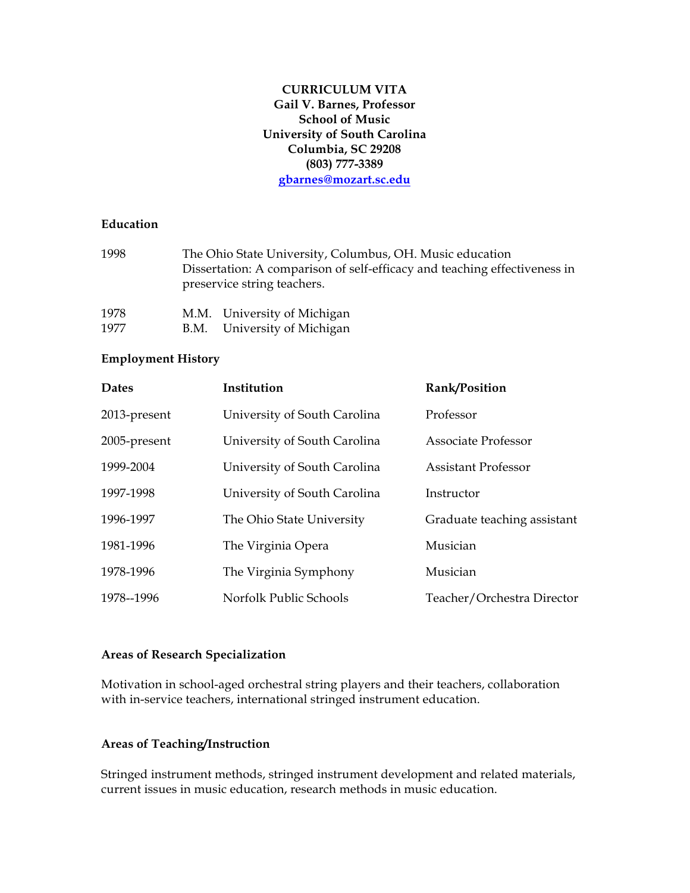**CURRICULUM VITA**
**Gail V. Barnes, Professor**
**School of Music**
**University of South Carolina**
**Columbia, SC 29208**
**(803) 777-3389**
**gbarnes@mozart.sc.edu**

## Education

1998 The Ohio State University, Columbus, OH. Music education
Dissertation: A comparison of self-efficacy and teaching effectiveness in preservice string teachers.

1978 M.M. University of Michigan
1977 B.M. University of Michigan

## Employment History

| Dates | Institution | Rank/Position |
|---|---|---|
| 2013-present | University of South Carolina | Professor |
| 2005-present | University of South Carolina | Associate Professor |
| 1999-2004 | University of South Carolina | Assistant Professor |
| 1997-1998 | University of South Carolina | Instructor |
| 1996-1997 | The Ohio State University | Graduate teaching assistant |
| 1981-1996 | The Virginia Opera | Musician |
| 1978-1996 | The Virginia Symphony | Musician |
| 1978--1996 | Norfolk Public Schools | Teacher/Orchestra Director |

## Areas of Research Specialization

Motivation in school-aged orchestral string players and their teachers, collaboration with in-service teachers, international stringed instrument education.

## Areas of Teaching/Instruction

Stringed instrument methods, stringed instrument development and related materials, current issues in music education, research methods in music education.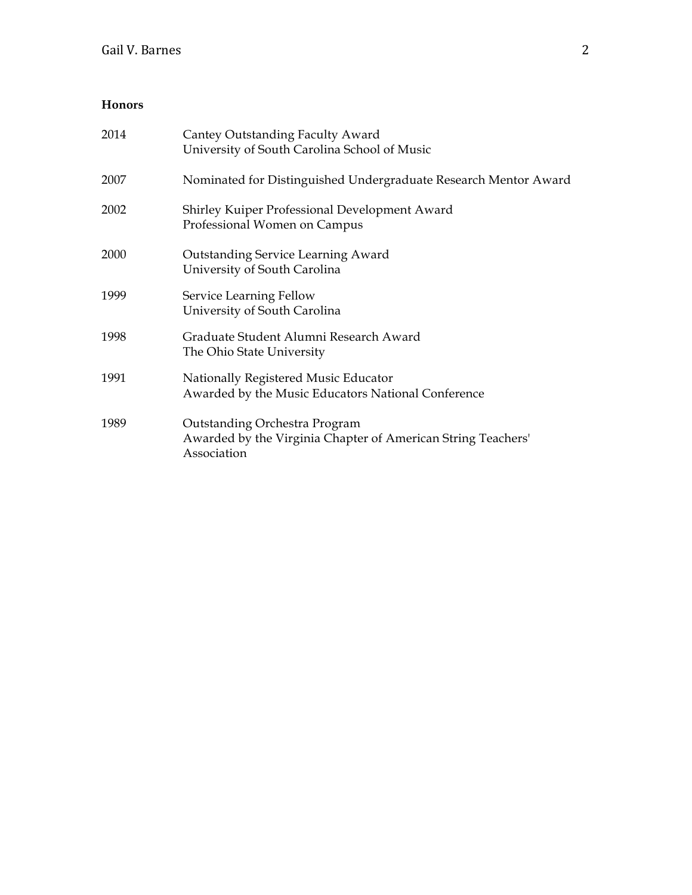## Honors

| | |
|---|---|
| 2014 | Cantey Outstanding Faculty Award<br>University of South Carolina School of Music |
| 2007 | Nominated for Distinguished Undergraduate Research Mentor Award |
| 2002 | Shirley Kuiper Professional Development Award<br>Professional Women on Campus |
| 2000 | Outstanding Service Learning Award<br>University of South Carolina |
| 1999 | Service Learning Fellow<br>University of South Carolina |
| 1998 | Graduate Student Alumni Research Award<br>The Ohio State University |
| 1991 | Nationally Registered Music Educator<br>Awarded by the Music Educators National Conference |
| 1989 | Outstanding Orchestra Program<br>Awarded by the Virginia Chapter of American String Teachers' Association |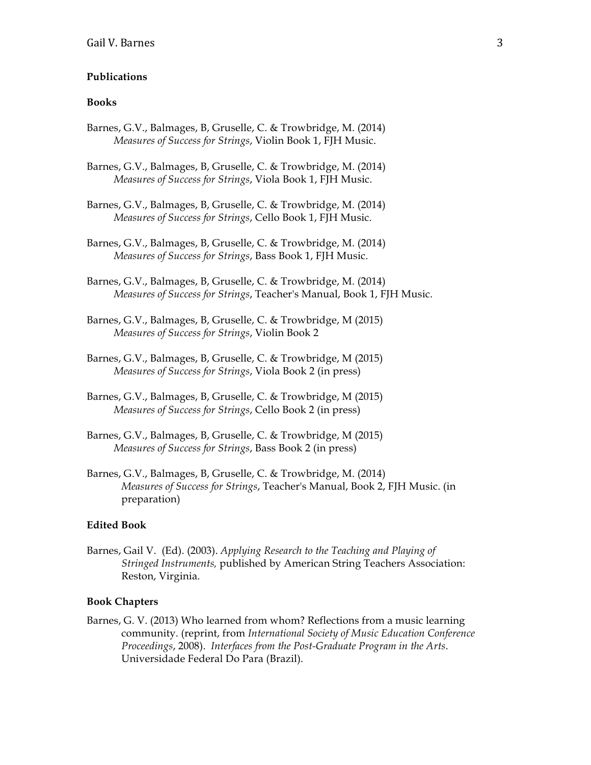## Publications

### Books

Barnes, G.V., Balmages, B, Gruselle, C. & Trowbridge, M. (2014)
*Measures of Success for Strings*, Violin Book 1, FJH Music.

Barnes, G.V., Balmages, B, Gruselle, C. & Trowbridge, M. (2014)
*Measures of Success for Strings*, Viola Book 1, FJH Music.

Barnes, G.V., Balmages, B, Gruselle, C. & Trowbridge, M. (2014)
*Measures of Success for Strings*, Cello Book 1, FJH Music.

Barnes, G.V., Balmages, B, Gruselle, C. & Trowbridge, M. (2014)
*Measures of Success for Strings*, Bass Book 1, FJH Music.

Barnes, G.V., Balmages, B, Gruselle, C. & Trowbridge, M. (2014)
*Measures of Success for Strings*, Teacher's Manual, Book 1, FJH Music.

Barnes, G.V., Balmages, B, Gruselle, C. & Trowbridge, M (2015)
*Measures of Success for Strings*, Violin Book 2

Barnes, G.V., Balmages, B, Gruselle, C. & Trowbridge, M (2015)
*Measures of Success for Strings*, Viola Book 2 (in press)

Barnes, G.V., Balmages, B, Gruselle, C. & Trowbridge, M (2015)
*Measures of Success for Strings*, Cello Book 2 (in press)

Barnes, G.V., Balmages, B, Gruselle, C. & Trowbridge, M (2015)
*Measures of Success for Strings*, Bass Book 2 (in press)

Barnes, G.V., Balmages, B, Gruselle, C. & Trowbridge, M. (2014)
*Measures of Success for Strings*, Teacher's Manual, Book 2, FJH Music. (in preparation)

### Edited Book

Barnes, Gail V. (Ed). (2003). *Applying Research to the Teaching and Playing of Stringed Instruments,* published by American String Teachers Association: Reston, Virginia.

### Book Chapters

Barnes, G. V. (2013) Who learned from whom? Reflections from a music learning community. (reprint, from *International Society of Music Education Conference Proceedings*, 2008). *Interfaces from the Post-Graduate Program in the Arts*. Universidade Federal Do Para (Brazil).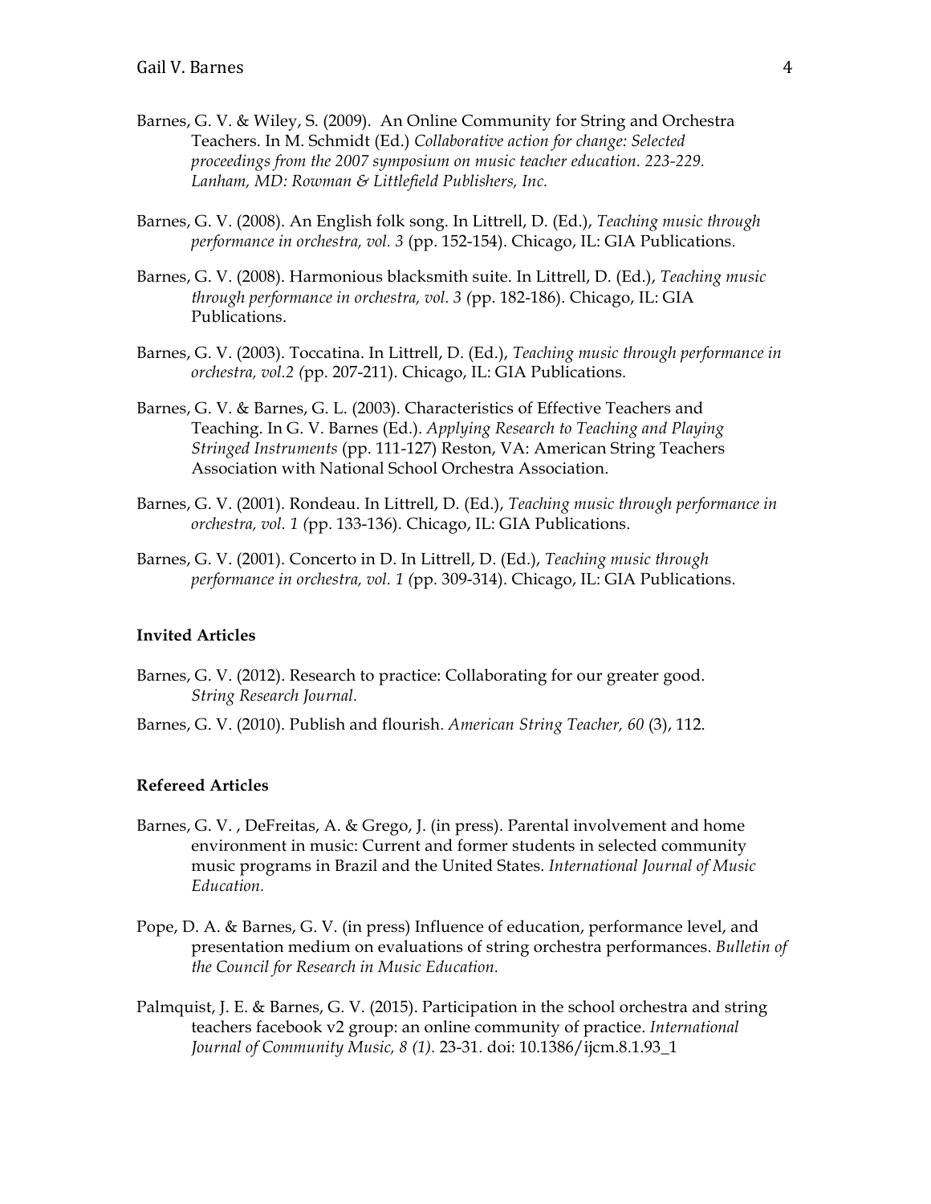Barnes, G. V. & Wiley, S. (2009). An Online Community for String and Orchestra Teachers. In M. Schmidt (Ed.) *Collaborative action for change: Selected proceedings from the 2007 symposium on music teacher education. 223-229. Lanham, MD: Rowman & Littlefield Publishers, Inc.*

Barnes, G. V. (2008). An English folk song. In Littrell, D. (Ed.), *Teaching music through performance in orchestra, vol. 3* (pp. 152-154). Chicago, IL: GIA Publications.

Barnes, G. V. (2008). Harmonious blacksmith suite. In Littrell, D. (Ed.), *Teaching music through performance in orchestra, vol. 3 (*pp. 182-186). Chicago, IL: GIA Publications.

Barnes, G. V. (2003). Toccatina. In Littrell, D. (Ed.), *Teaching music through performance in orchestra, vol.2 (*pp. 207-211). Chicago, IL: GIA Publications.

Barnes, G. V. & Barnes, G. L. (2003). Characteristics of Effective Teachers and Teaching. In G. V. Barnes (Ed.). *Applying Research to Teaching and Playing Stringed Instruments* (pp. 111-127) Reston, VA: American String Teachers Association with National School Orchestra Association.

Barnes, G. V. (2001). Rondeau. In Littrell, D. (Ed.), *Teaching music through performance in orchestra, vol. 1 (*pp. 133-136). Chicago, IL: GIA Publications.

Barnes, G. V. (2001). Concerto in D. In Littrell, D. (Ed.), *Teaching music through performance in orchestra, vol. 1 (*pp. 309-314). Chicago, IL: GIA Publications.

**Invited Articles**

Barnes, G. V. (2012). Research to practice: Collaborating for our greater good. *String Research Journal.*

Barnes, G. V. (2010). Publish and flourish. *American String Teacher, 60* (3), 112.

**Refereed Articles**

Barnes, G. V. , DeFreitas, A. & Grego, J. (in press). Parental involvement and home environment in music: Current and former students in selected community music programs in Brazil and the United States. *International Journal of Music Education.*

Pope, D. A. & Barnes, G. V. (in press) Influence of education, performance level, and presentation medium on evaluations of string orchestra performances. *Bulletin of the Council for Research in Music Education.*

Palmquist, J. E. & Barnes, G. V. (2015). Participation in the school orchestra and string teachers facebook v2 group: an online community of practice. *International Journal of Community Music, 8 (1).* 23-31. doi: 10.1386/ijcm.8.1.93_1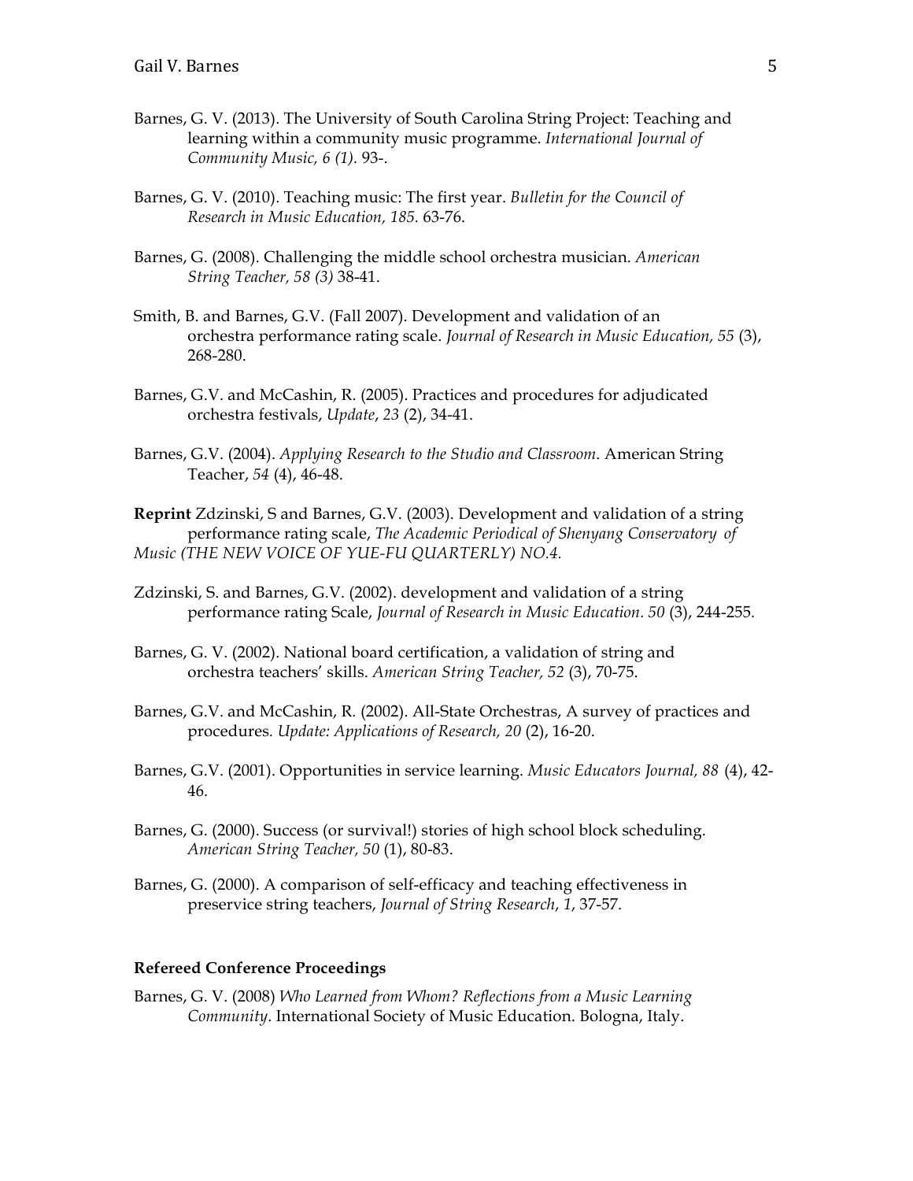Barnes, G. V. (2013). The University of South Carolina String Project: Teaching and learning within a community music programme. *International Journal of Community Music, 6 (1).* 93-.

Barnes, G. V. (2010). Teaching music: The first year. *Bulletin for the Council of Research in Music Education, 185.* 63-76.

Barnes, G. (2008). Challenging the middle school orchestra musician. *American String Teacher, 58 (3)* 38-41.

Smith, B. and Barnes, G.V. (Fall 2007). Development and validation of an orchestra performance rating scale. *Journal of Research in Music Education, 55* (3), 268-280.

Barnes, G.V. and McCashin, R. (2005). Practices and procedures for adjudicated orchestra festivals, *Update*, *23* (2), 34-41.

Barnes, G.V. (2004). *Applying Research to the Studio and Classroom*. American String Teacher, *54* (4), 46-48.

**Reprint** Zdzinski, S and Barnes, G.V. (2003). Development and validation of a string performance rating scale, *The Academic Periodical of Shenyang Conservatory of Music (THE NEW VOICE OF YUE-FU QUARTERLY) NO.4.*

Zdzinski, S. and Barnes, G.V. (2002). development and validation of a string performance rating Scale, *Journal of Research in Music Education. 50* (3), 244-255.

Barnes, G. V. (2002). National board certification, a validation of string and orchestra teachers' skills. *American String Teacher, 52* (3), 70-75.

Barnes, G.V. and McCashin, R. (2002). All-State Orchestras, A survey of practices and procedures. *Update: Applications of Research, 20* (2), 16-20.

Barnes, G.V. (2001). Opportunities in service learning. *Music Educators Journal, 88* (4), 42-46.

Barnes, G. (2000). Success (or survival!) stories of high school block scheduling. *American String Teacher, 50* (1), 80-83.

Barnes, G. (2000). A comparison of self-efficacy and teaching effectiveness in preservice string teachers, *Journal of String Research*, *1*, 37-57.

**Refereed Conference Proceedings**

Barnes, G. V. (2008) *Who Learned from Whom? Reflections from a Music Learning Community*. International Society of Music Education. Bologna, Italy.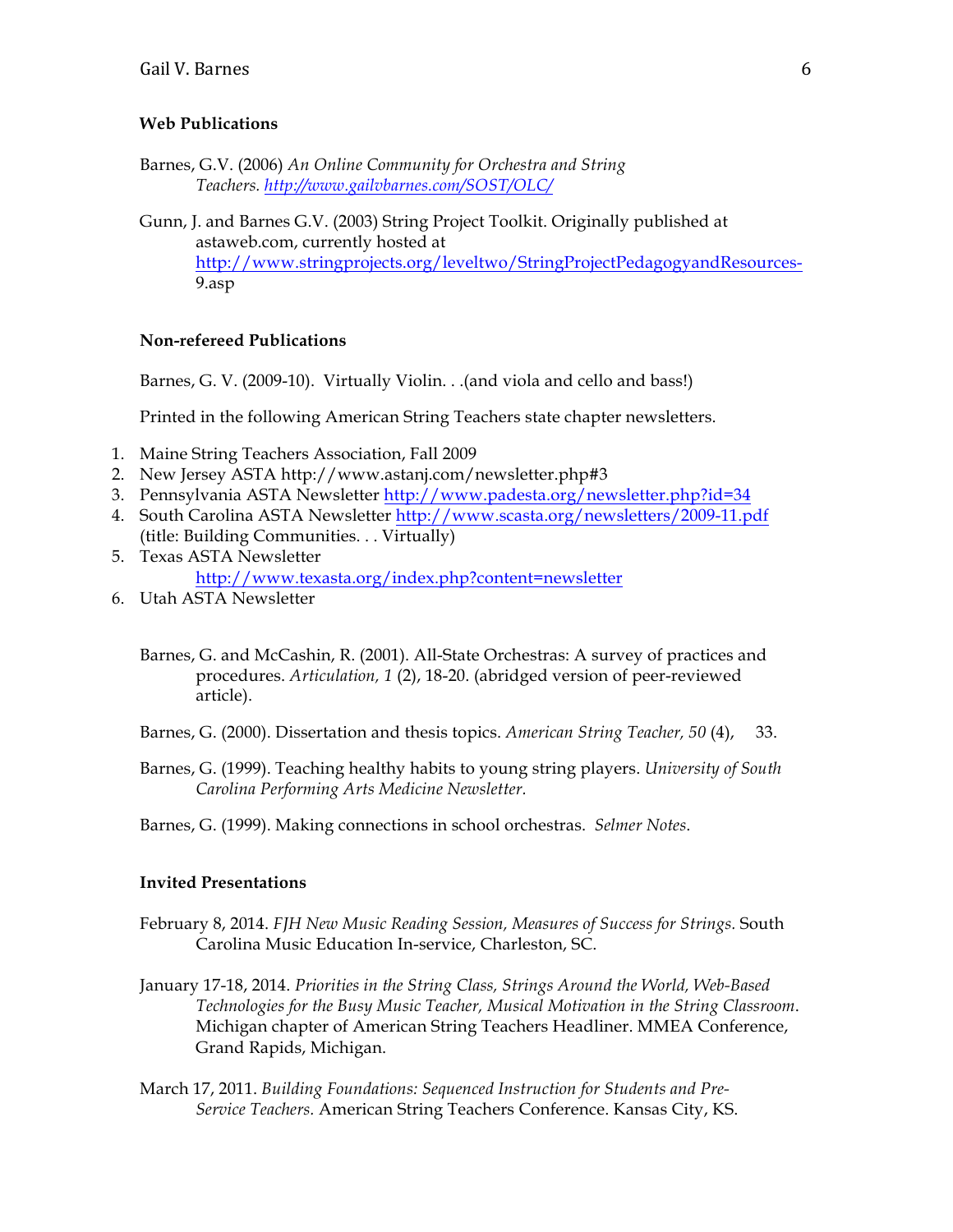### Web Publications

Barnes, G.V. (2006) *An Online Community for Orchestra and String Teachers. http://www.gailvbarnes.com/SOST/OLC/*

Gunn, J. and Barnes G.V. (2003) String Project Toolkit. Originally published at astaweb.com, currently hosted at http://www.stringprojects.org/leveltwo/StringProjectPedagogyandResources-9.asp

### Non-refereed Publications

Barnes, G. V. (2009-10). Virtually Violin. . .(and viola and cello and bass!)

Printed in the following American String Teachers state chapter newsletters.

1. Maine String Teachers Association, Fall 2009
2. New Jersey ASTA http://www.astanj.com/newsletter.php#3
3. Pennsylvania ASTA Newsletter http://www.padesta.org/newsletter.php?id=34
4. South Carolina ASTA Newsletter http://www.scasta.org/newsletters/2009-11.pdf (title: Building Communities. . . Virtually)
5. Texas ASTA Newsletter http://www.texasta.org/index.php?content=newsletter
6. Utah ASTA Newsletter

Barnes, G. and McCashin, R. (2001). All-State Orchestras: A survey of practices and procedures. *Articulation, 1* (2), 18-20. (abridged version of peer-reviewed article).

Barnes, G. (2000). Dissertation and thesis topics. *American String Teacher, 50* (4), 33.

Barnes, G. (1999). Teaching healthy habits to young string players. *University of South Carolina Performing Arts Medicine Newsletter.*

Barnes, G. (1999). Making connections in school orchestras. *Selmer Notes*.

### Invited Presentations

February 8, 2014. *FJH New Music Reading Session, Measures of Success for Strings.* South Carolina Music Education In-service, Charleston, SC.

January 17-18, 2014. *Priorities in the String Class, Strings Around the World, Web-Based Technologies for the Busy Music Teacher, Musical Motivation in the String Classroom*. Michigan chapter of American String Teachers Headliner. MMEA Conference, Grand Rapids, Michigan.

March 17, 2011. *Building Foundations: Sequenced Instruction for Students and Pre-Service Teachers.* American String Teachers Conference. Kansas City, KS.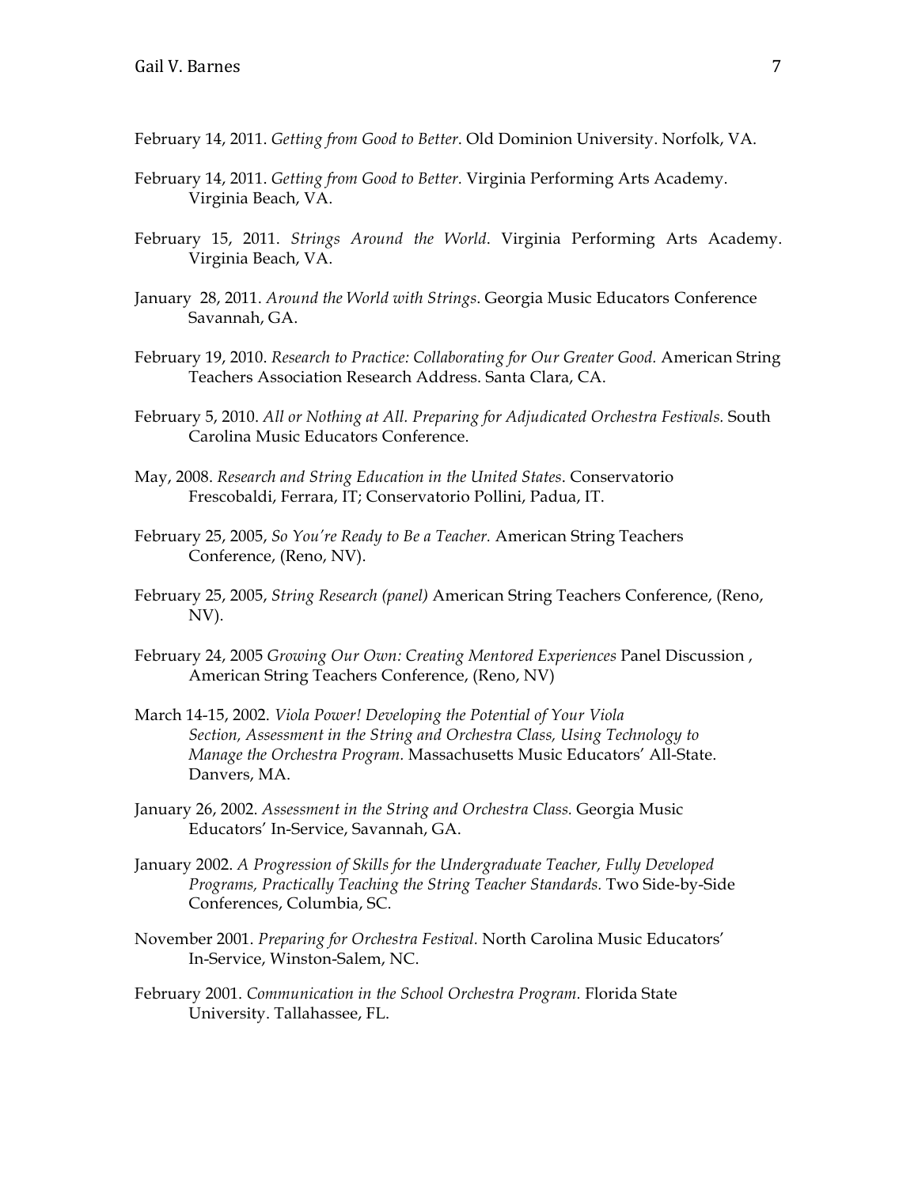February 14, 2011. *Getting from Good to Better.* Old Dominion University. Norfolk, VA.

February 14, 2011. *Getting from Good to Better.* Virginia Performing Arts Academy. Virginia Beach, VA.

February 15, 2011. *Strings Around the World*. Virginia Performing Arts Academy. Virginia Beach, VA.

January 28, 2011. *Around the World with Strings*. Georgia Music Educators Conference Savannah, GA.

February 19, 2010. *Research to Practice: Collaborating for Our Greater Good.* American String Teachers Association Research Address. Santa Clara, CA.

February 5, 2010. *All or Nothing at All. Preparing for Adjudicated Orchestra Festivals.* South Carolina Music Educators Conference.

May, 2008. *Research and String Education in the United States*. Conservatorio Frescobaldi, Ferrara, IT; Conservatorio Pollini, Padua, IT.

February 25, 2005, *So You're Ready to Be a Teacher.* American String Teachers Conference, (Reno, NV).

February 25, 2005, *String Research (panel)* American String Teachers Conference, (Reno, NV).

February 24, 2005 *Growing Our Own: Creating Mentored Experiences* Panel Discussion , American String Teachers Conference, (Reno, NV)

March 14-15, 2002. *Viola Power! Developing the Potential of Your Viola Section, Assessment in the String and Orchestra Class, Using Technology to Manage the Orchestra Program.* Massachusetts Music Educators' All-State. Danvers, MA.

January 26, 2002. *Assessment in the String and Orchestra Class.* Georgia Music Educators' In-Service, Savannah, GA.

January 2002. *A Progression of Skills for the Undergraduate Teacher, Fully Developed Programs, Practically Teaching the String Teacher Standards.* Two Side-by-Side Conferences, Columbia, SC.

November 2001. *Preparing for Orchestra Festival.* North Carolina Music Educators' In-Service, Winston-Salem, NC.

February 2001. *Communication in the School Orchestra Program.* Florida State University. Tallahassee, FL.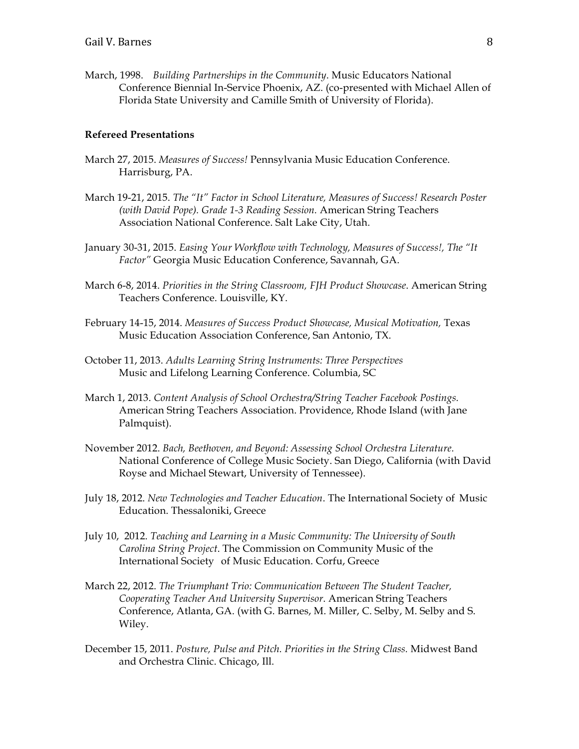March, 1998. *Building Partnerships in the Community*. Music Educators National Conference Biennial In-Service Phoenix, AZ. (co-presented with Michael Allen of Florida State University and Camille Smith of University of Florida).

**Refereed Presentations**

March 27, 2015. *Measures of Success!* Pennsylvania Music Education Conference. Harrisburg, PA.

March 19-21, 2015. *The "It" Factor in School Literature, Measures of Success! Research Poster (with David Pope). Grade 1-3 Reading Session.* American String Teachers Association National Conference. Salt Lake City, Utah.

January 30-31, 2015. *Easing Your Workflow with Technology, Measures of Success!, The "It Factor"* Georgia Music Education Conference, Savannah, GA.

March 6-8, 2014. *Priorities in the String Classroom, FJH Product Showcase*. American String Teachers Conference. Louisville, KY.

February 14-15, 2014. *Measures of Success Product Showcase, Musical Motivation,* Texas Music Education Association Conference, San Antonio, TX.

October 11, 2013. *Adults Learning String Instruments: Three Perspectives* Music and Lifelong Learning Conference. Columbia, SC

March 1, 2013. *Content Analysis of School Orchestra/String Teacher Facebook Postings.* American String Teachers Association. Providence, Rhode Island (with Jane Palmquist).

November 2012. *Bach, Beethoven, and Beyond: Assessing School Orchestra Literature.* National Conference of College Music Society. San Diego, California (with David Royse and Michael Stewart, University of Tennessee).

July 18, 2012. *New Technologies and Teacher Education*. The International Society of Music Education. Thessaloniki, Greece

July 10, 2012. *Teaching and Learning in a Music Community: The University of South Carolina String Project*. The Commission on Community Music of the International Society of Music Education. Corfu, Greece

March 22, 2012. *The Triumphant Trio: Communication Between The Student Teacher, Cooperating Teacher And University Supervisor*. American String Teachers Conference, Atlanta, GA. (with G. Barnes, M. Miller, C. Selby, M. Selby and S. Wiley.

December 15, 2011. *Posture, Pulse and Pitch. Priorities in the String Class.* Midwest Band and Orchestra Clinic. Chicago, Ill.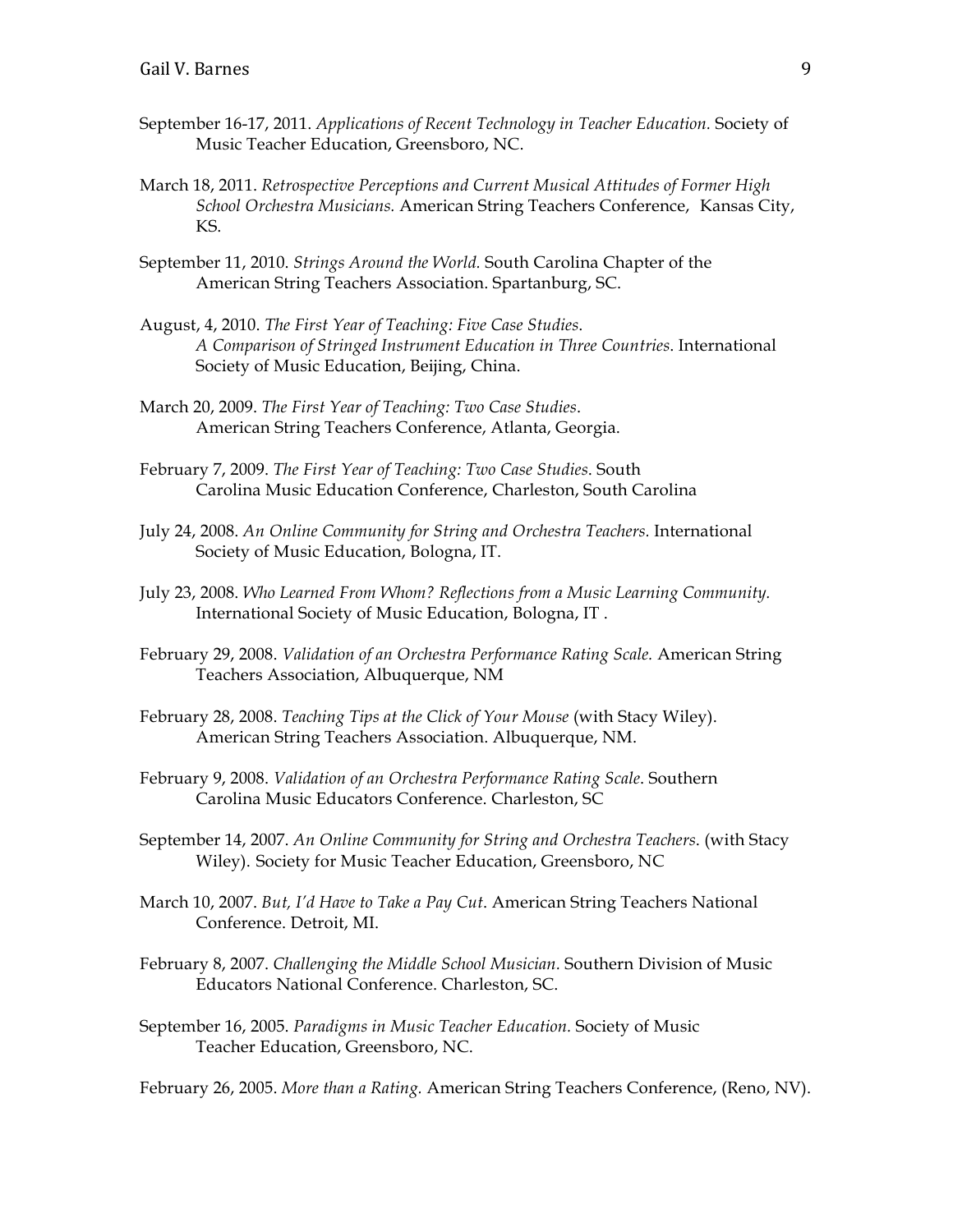September 16-17, 2011. *Applications of Recent Technology in Teacher Education.* Society of Music Teacher Education, Greensboro, NC.

March 18, 2011. *Retrospective Perceptions and Current Musical Attitudes of Former High School Orchestra Musicians.* American String Teachers Conference, Kansas City, KS.

September 11, 2010. *Strings Around the World.* South Carolina Chapter of the American String Teachers Association. Spartanburg, SC.

August, 4, 2010. *The First Year of Teaching: Five Case Studies.* *A Comparison of Stringed Instrument Education in Three Countries*. International Society of Music Education, Beijing, China.

March 20, 2009. *The First Year of Teaching: Two Case Studies*. American String Teachers Conference, Atlanta, Georgia.

February 7, 2009. *The First Year of Teaching: Two Case Studies*. South Carolina Music Education Conference, Charleston, South Carolina

July 24, 2008. *An Online Community for String and Orchestra Teachers.* International Society of Music Education, Bologna, IT.

July 23, 2008. *Who Learned From Whom? Reflections from a Music Learning Community.* International Society of Music Education, Bologna, IT .

February 29, 2008. *Validation of an Orchestra Performance Rating Scale.* American String Teachers Association, Albuquerque, NM

February 28, 2008. *Teaching Tips at the Click of Your Mouse* (with Stacy Wiley). American String Teachers Association. Albuquerque, NM.

February 9, 2008. *Validation of an Orchestra Performance Rating Scale*. Southern Carolina Music Educators Conference. Charleston, SC

September 14, 2007. *An Online Community for String and Orchestra Teachers*. (with Stacy Wiley). Society for Music Teacher Education, Greensboro, NC

March 10, 2007. *But, I'd Have to Take a Pay Cut.* American String Teachers National Conference. Detroit, MI.

February 8, 2007. *Challenging the Middle School Musician.* Southern Division of Music Educators National Conference. Charleston, SC.

September 16, 2005. *Paradigms in Music Teacher Education.* Society of Music Teacher Education, Greensboro, NC.

February 26, 2005. *More than a Rating.* American String Teachers Conference, (Reno, NV).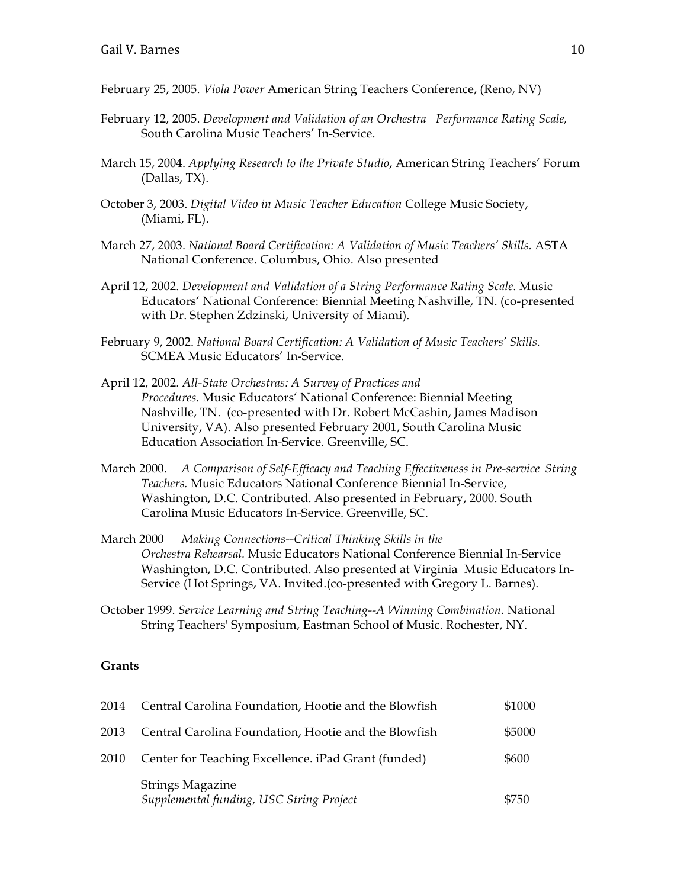February 25, 2005. *Viola Power* American String Teachers Conference, (Reno, NV)

February 12, 2005. *Development and Validation of an Orchestra Performance Rating Scale,* South Carolina Music Teachers' In-Service.

March 15, 2004. *Applying Research to the Private Studio*, American String Teachers' Forum (Dallas, TX).

October 3, 2003. *Digital Video in Music Teacher Education* College Music Society, (Miami, FL).

March 27, 2003. *National Board Certification: A Validation of Music Teachers' Skills.* ASTA National Conference. Columbus, Ohio. Also presented

April 12, 2002. *Development and Validation of a String Performance Rating Scale*. Music Educators' National Conference: Biennial Meeting Nashville, TN. (co-presented with Dr. Stephen Zdzinski, University of Miami).

February 9, 2002. *National Board Certification: A Validation of Music Teachers' Skills.* SCMEA Music Educators' In-Service.

April 12, 2002. *All-State Orchestras: A Survey of Practices and Procedures*. Music Educators' National Conference: Biennial Meeting Nashville, TN. (co-presented with Dr. Robert McCashin, James Madison University, VA). Also presented February 2001, South Carolina Music Education Association In-Service. Greenville, SC.

March 2000. *A Comparison of Self-Efficacy and Teaching Effectiveness in Pre-service String Teachers.* Music Educators National Conference Biennial In-Service, Washington, D.C. Contributed. Also presented in February, 2000. South Carolina Music Educators In-Service. Greenville, SC.

March 2000 *Making Connections--Critical Thinking Skills in the Orchestra Rehearsal.* Music Educators National Conference Biennial In-Service Washington, D.C. Contributed. Also presented at Virginia Music Educators In-Service (Hot Springs, VA. Invited.(co-presented with Gregory L. Barnes).

October 1999. *Service Learning and String Teaching--A Winning Combination.* National String Teachers' Symposium, Eastman School of Music. Rochester, NY.

**Grants**

| | | |
|---|---|---|
| 2014 | Central Carolina Foundation, Hootie and the Blowfish | \$1000 |
| 2013 | Central Carolina Foundation, Hootie and the Blowfish | \$5000 |
| 2010 | Center for Teaching Excellence. iPad Grant (funded) | \$600 |
| | Strings Magazine<br>*Supplemental funding, USC String Project* | \$750 |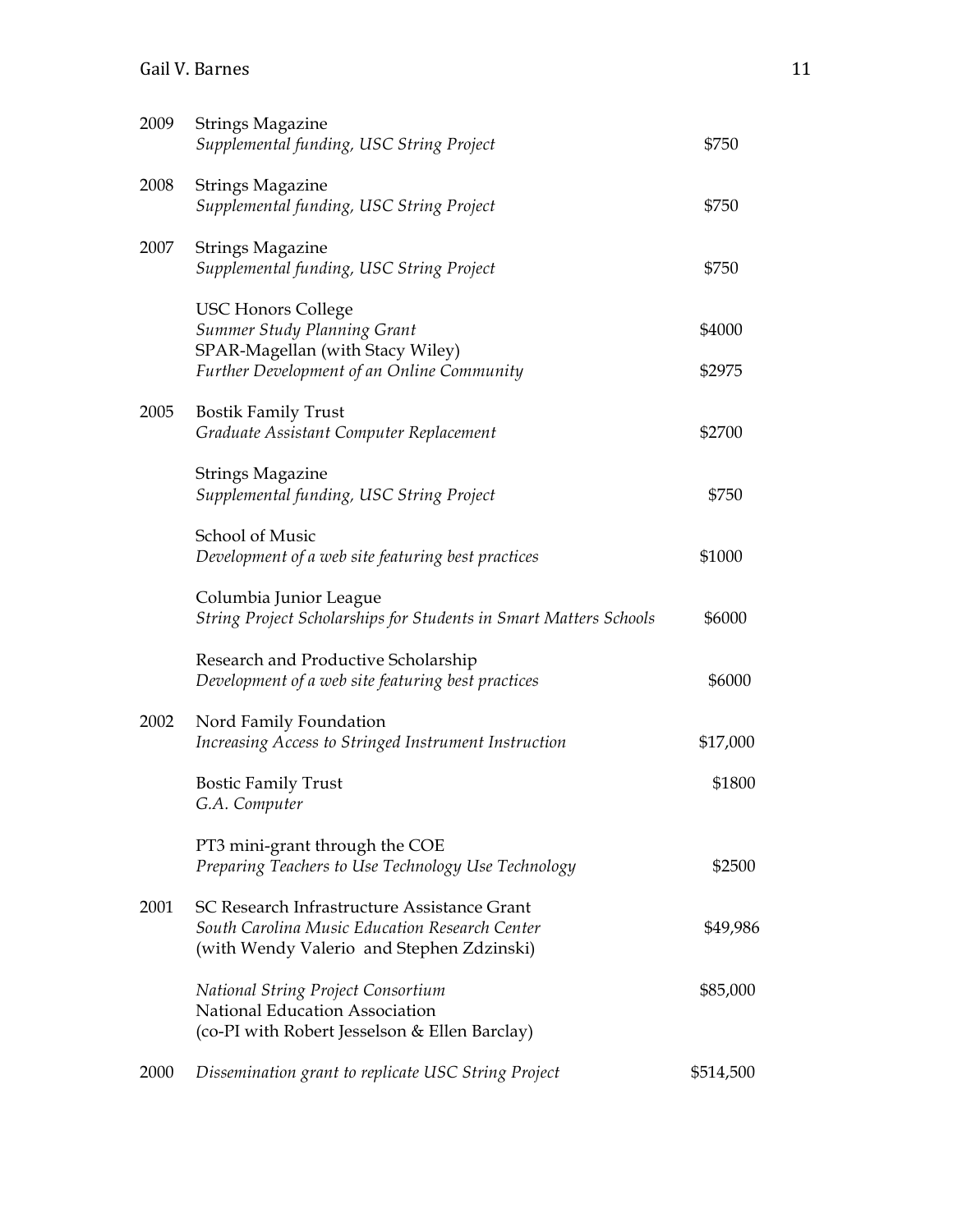| | | |
|---|---|---|
| 2009 | Strings Magazine<br>*Supplemental funding, USC String Project* | \$750 |
| 2008 | Strings Magazine<br>*Supplemental funding, USC String Project* | \$750 |
| 2007 | Strings Magazine<br>*Supplemental funding, USC String Project* | \$750 |
| | USC Honors College<br>*Summer Study Planning Grant* | \$4000 |
| | SPAR-Magellan (with Stacy Wiley)<br>*Further Development of an Online Community* | \$2975 |
| 2005 | Bostik Family Trust<br>*Graduate Assistant Computer Replacement* | \$2700 |
| | Strings Magazine<br>*Supplemental funding, USC String Project* | \$750 |
| | School of Music<br>*Development of a web site featuring best practices* | \$1000 |
| | Columbia Junior League<br>*String Project Scholarships for Students in Smart Matters Schools* | \$6000 |
| | Research and Productive Scholarship<br>*Development of a web site featuring best practices* | \$6000 |
| 2002 | Nord Family Foundation<br>*Increasing Access to Stringed Instrument Instruction* | \$17,000 |
| | Bostic Family Trust<br>*G.A. Computer* | \$1800 |
| | PT3 mini-grant through the COE<br>*Preparing Teachers to Use Technology Use Technology* | \$2500 |
| 2001 | SC Research Infrastructure Assistance Grant<br>*South Carolina Music Education Research Center*<br>(with Wendy Valerio and Stephen Zdzinski) | \$49,986 |
| | *National String Project Consortium*<br>National Education Association<br>(co-PI with Robert Jesselson & Ellen Barclay) | \$85,000 |
| 2000 | *Dissemination grant to replicate USC String Project* | \$514,500 |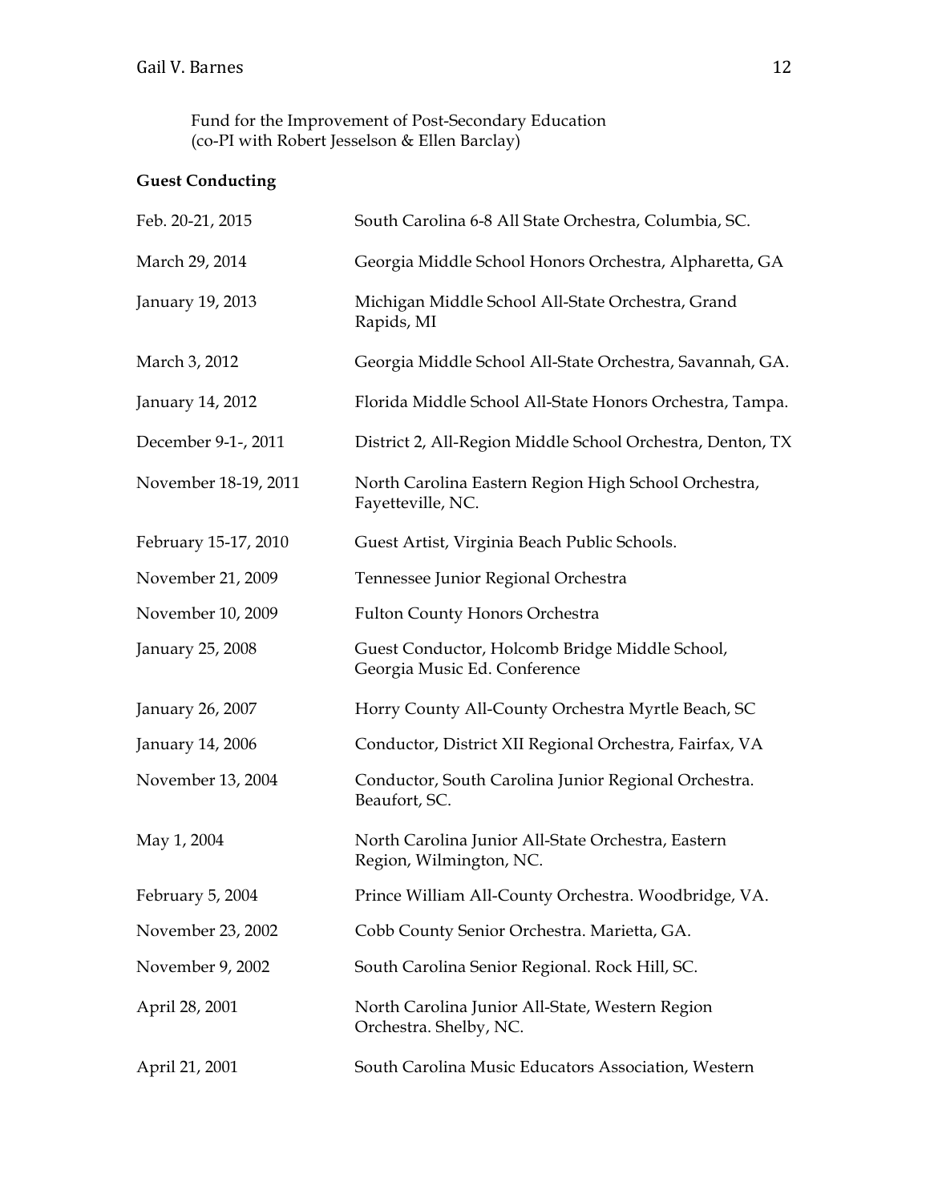Fund for the Improvement of Post-Secondary Education
(co-PI with Robert Jesselson & Ellen Barclay)

**Guest Conducting**

| | |
|---|---|
| Feb. 20-21, 2015 | South Carolina 6-8 All State Orchestra, Columbia, SC. |
| March 29, 2014 | Georgia Middle School Honors Orchestra, Alpharetta, GA |
| January 19, 2013 | Michigan Middle School All-State Orchestra, Grand Rapids, MI |
| March 3, 2012 | Georgia Middle School All-State Orchestra, Savannah, GA. |
| January 14, 2012 | Florida Middle School All-State Honors Orchestra, Tampa. |
| December 9-1-, 2011 | District 2, All-Region Middle School Orchestra, Denton, TX |
| November 18-19, 2011 | North Carolina Eastern Region High School Orchestra, Fayetteville, NC. |
| February 15-17, 2010 | Guest Artist, Virginia Beach Public Schools. |
| November 21, 2009 | Tennessee Junior Regional Orchestra |
| November 10, 2009 | Fulton County Honors Orchestra |
| January 25, 2008 | Guest Conductor, Holcomb Bridge Middle School, Georgia Music Ed. Conference |
| January 26, 2007 | Horry County All-County Orchestra Myrtle Beach, SC |
| January 14, 2006 | Conductor, District XII Regional Orchestra, Fairfax, VA |
| November 13, 2004 | Conductor, South Carolina Junior Regional Orchestra. Beaufort, SC. |
| May 1, 2004 | North Carolina Junior All-State Orchestra, Eastern Region, Wilmington, NC. |
| February 5, 2004 | Prince William All-County Orchestra. Woodbridge, VA. |
| November 23, 2002 | Cobb County Senior Orchestra. Marietta, GA. |
| November 9, 2002 | South Carolina Senior Regional. Rock Hill, SC. |
| April 28, 2001 | North Carolina Junior All-State, Western Region Orchestra. Shelby, NC. |
| April 21, 2001 | South Carolina Music Educators Association, Western |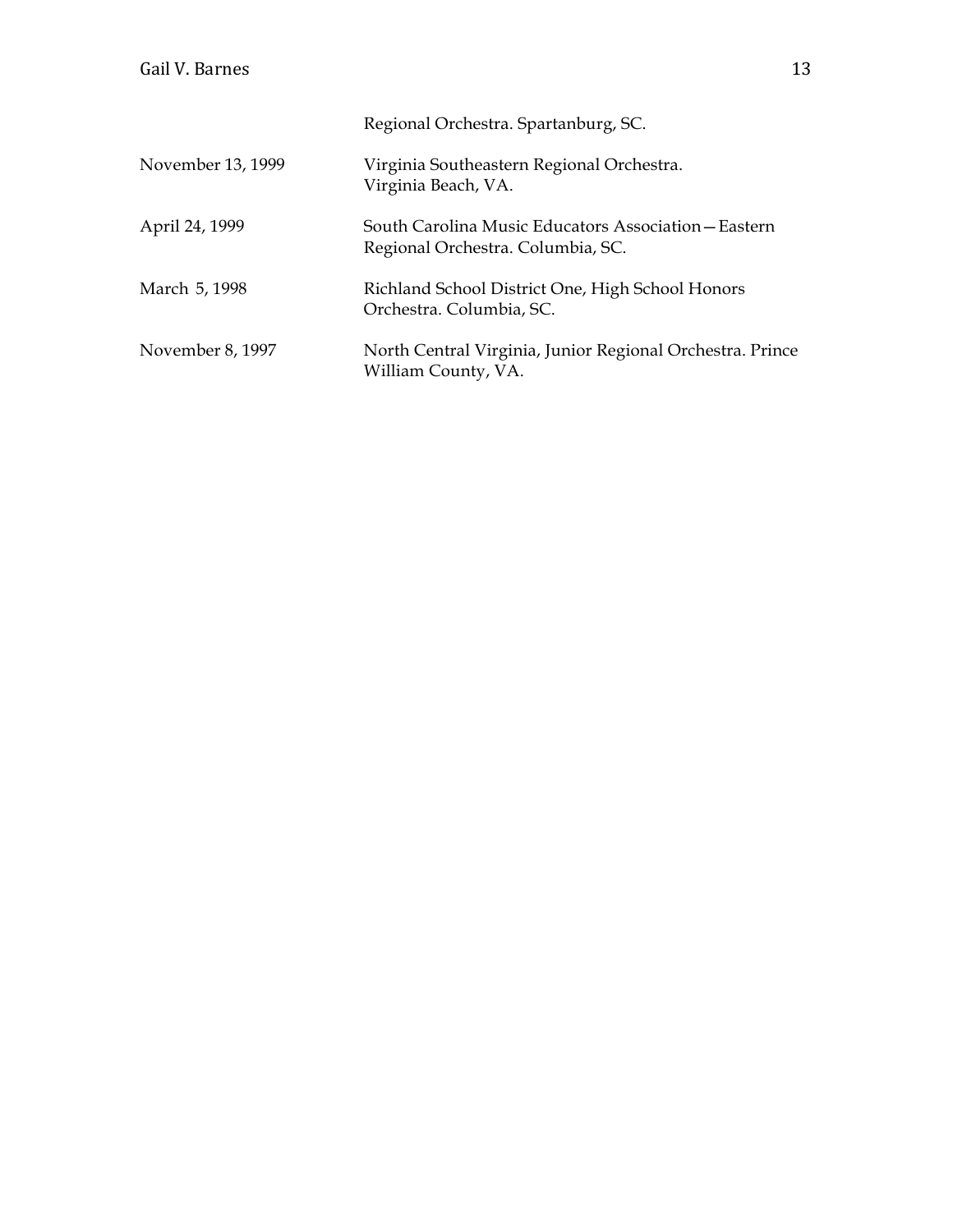| | |
|---|---|
| | Regional Orchestra. Spartanburg, SC. |
| November 13, 1999 | Virginia Southeastern Regional Orchestra. Virginia Beach, VA. |
| April 24, 1999 | South Carolina Music Educators Association—Eastern Regional Orchestra. Columbia, SC. |
| March 5, 1998 | Richland School District One, High School Honors Orchestra. Columbia, SC. |
| November 8, 1997 | North Central Virginia, Junior Regional Orchestra. Prince William County, VA. |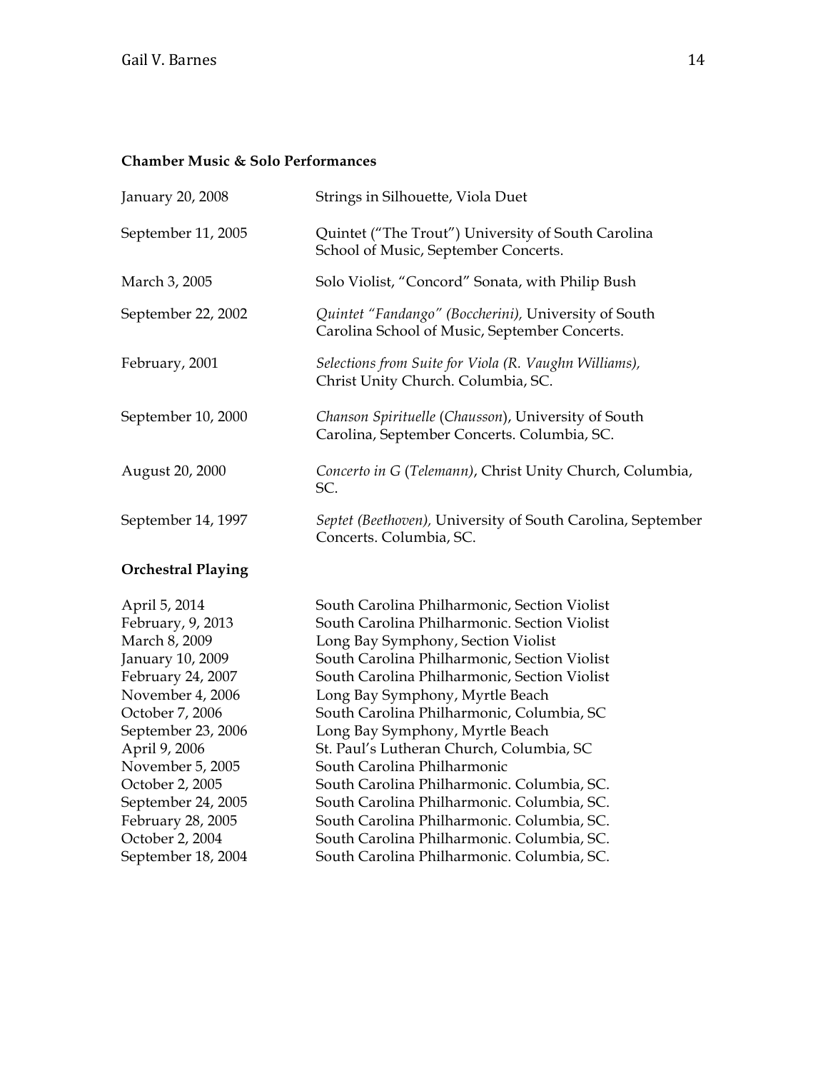**Chamber Music & Solo Performances**

| | |
|---|---|
| January 20, 2008 | Strings in Silhouette, Viola Duet |
| September 11, 2005 | Quintet ("The Trout") University of South Carolina School of Music, September Concerts. |
| March 3, 2005 | Solo Violist, "Concord" Sonata, with Philip Bush |
| September 22, 2002 | *Quintet "Fandango" (Boccherini),* University of South Carolina School of Music, September Concerts. |
| February, 2001 | *Selections from Suite for Viola (R. Vaughn Williams),* Christ Unity Church. Columbia, SC. |
| September 10, 2000 | *Chanson Spirituelle* (*Chausson*), University of South Carolina, September Concerts. Columbia, SC. |
| August 20, 2000 | *Concerto in G* (*Telemann)*, Christ Unity Church, Columbia, SC. |
| September 14, 1997 | *Septet (Beethoven),* University of South Carolina, September Concerts. Columbia, SC. |

**Orchestral Playing**

| | |
|---|---|
| April 5, 2014 | South Carolina Philharmonic, Section Violist |
| February, 9, 2013 | South Carolina Philharmonic. Section Violist |
| March 8, 2009 | Long Bay Symphony, Section Violist |
| January 10, 2009 | South Carolina Philharmonic, Section Violist |
| February 24, 2007 | South Carolina Philharmonic, Section Violist |
| November 4, 2006 | Long Bay Symphony, Myrtle Beach |
| October 7, 2006 | South Carolina Philharmonic, Columbia, SC |
| September 23, 2006 | Long Bay Symphony, Myrtle Beach |
| April 9, 2006 | St. Paul's Lutheran Church, Columbia, SC |
| November 5, 2005 | South Carolina Philharmonic |
| October 2, 2005 | South Carolina Philharmonic. Columbia, SC. |
| September 24, 2005 | South Carolina Philharmonic. Columbia, SC. |
| February 28, 2005 | South Carolina Philharmonic. Columbia, SC. |
| October 2, 2004 | South Carolina Philharmonic. Columbia, SC. |
| September 18, 2004 | South Carolina Philharmonic. Columbia, SC. |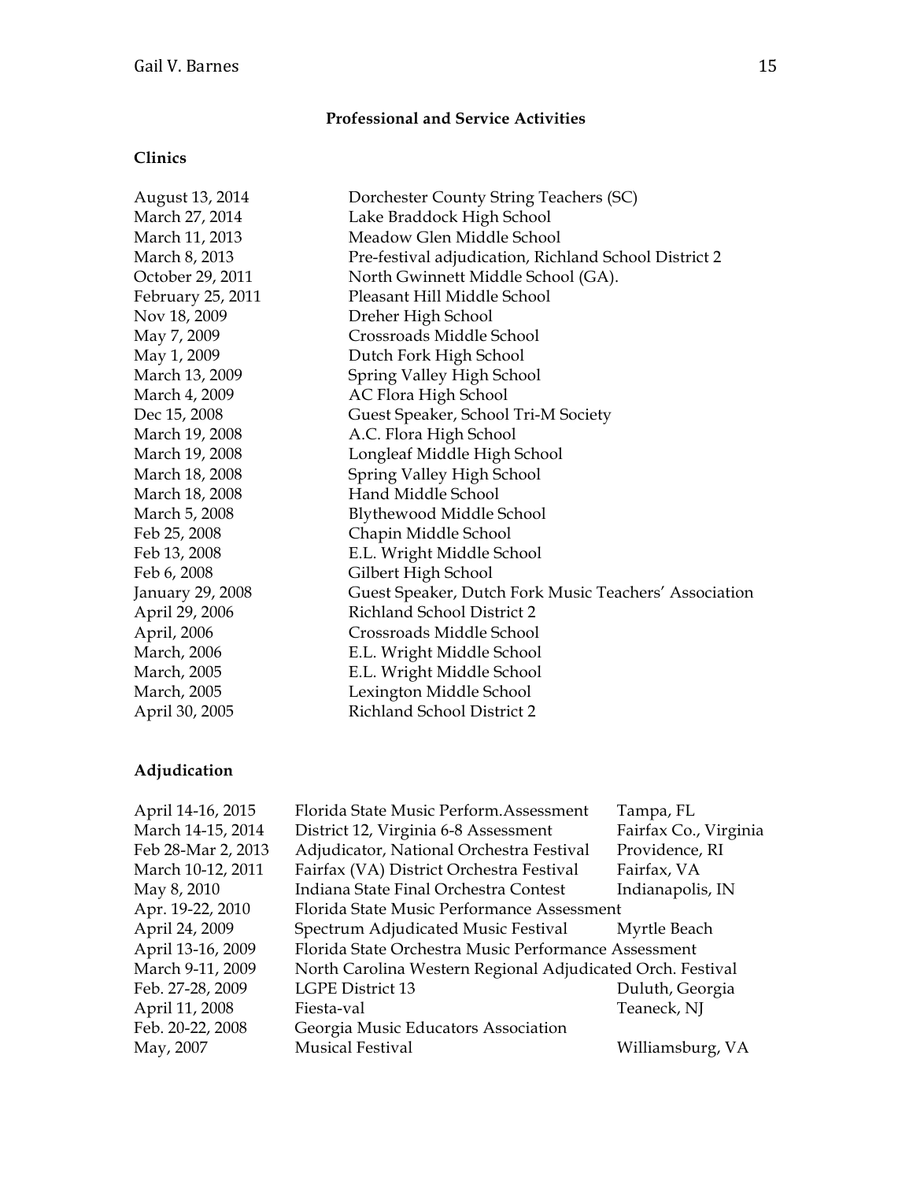## Professional and Service Activities

### Clinics

| | |
|---|---|
| August 13, 2014 | Dorchester County String Teachers (SC) |
| March 27, 2014 | Lake Braddock High School |
| March 11, 2013 | Meadow Glen Middle School |
| March 8, 2013 | Pre-festival adjudication, Richland School District 2 |
| October 29, 2011 | North Gwinnett Middle School (GA). |
| February 25, 2011 | Pleasant Hill Middle School |
| Nov 18, 2009 | Dreher High School |
| May 7, 2009 | Crossroads Middle School |
| May 1, 2009 | Dutch Fork High School |
| March 13, 2009 | Spring Valley High School |
| March 4, 2009 | AC Flora High School |
| Dec 15, 2008 | Guest Speaker, School Tri-M Society |
| March 19, 2008 | A.C. Flora High School |
| March 19, 2008 | Longleaf Middle High School |
| March 18, 2008 | Spring Valley High School |
| March 18, 2008 | Hand Middle School |
| March 5, 2008 | Blythewood Middle School |
| Feb 25, 2008 | Chapin Middle School |
| Feb 13, 2008 | E.L. Wright Middle School |
| Feb 6, 2008 | Gilbert High School |
| January 29, 2008 | Guest Speaker, Dutch Fork Music Teachers' Association |
| April 29, 2006 | Richland School District 2 |
| April, 2006 | Crossroads Middle School |
| March, 2006 | E.L. Wright Middle School |
| March, 2005 | E.L. Wright Middle School |
| March, 2005 | Lexington Middle School |
| April 30, 2005 | Richland School District 2 |

### Adjudication

| | | |
|---|---|---|
| April 14-16, 2015 | Florida State Music Perform.Assessment | Tampa, FL |
| March 14-15, 2014 | District 12, Virginia 6-8 Assessment | Fairfax Co., Virginia |
| Feb 28-Mar 2, 2013 | Adjudicator, National Orchestra Festival | Providence, RI |
| March 10-12, 2011 | Fairfax (VA) District Orchestra Festival | Fairfax, VA |
| May 8, 2010 | Indiana State Final Orchestra Contest | Indianapolis, IN |
| Apr. 19-22, 2010 | Florida State Music Performance Assessment | |
| April 24, 2009 | Spectrum Adjudicated Music Festival | Myrtle Beach |
| April 13-16, 2009 | Florida State Orchestra Music Performance Assessment | |
| March 9-11, 2009 | North Carolina Western Regional Adjudicated Orch. Festival | |
| Feb. 27-28, 2009 | LGPE District 13 | Duluth, Georgia |
| April 11, 2008 | Fiesta-val | Teaneck, NJ |
| Feb. 20-22, 2008 | Georgia Music Educators Association | |
| May, 2007 | Musical Festival | Williamsburg, VA |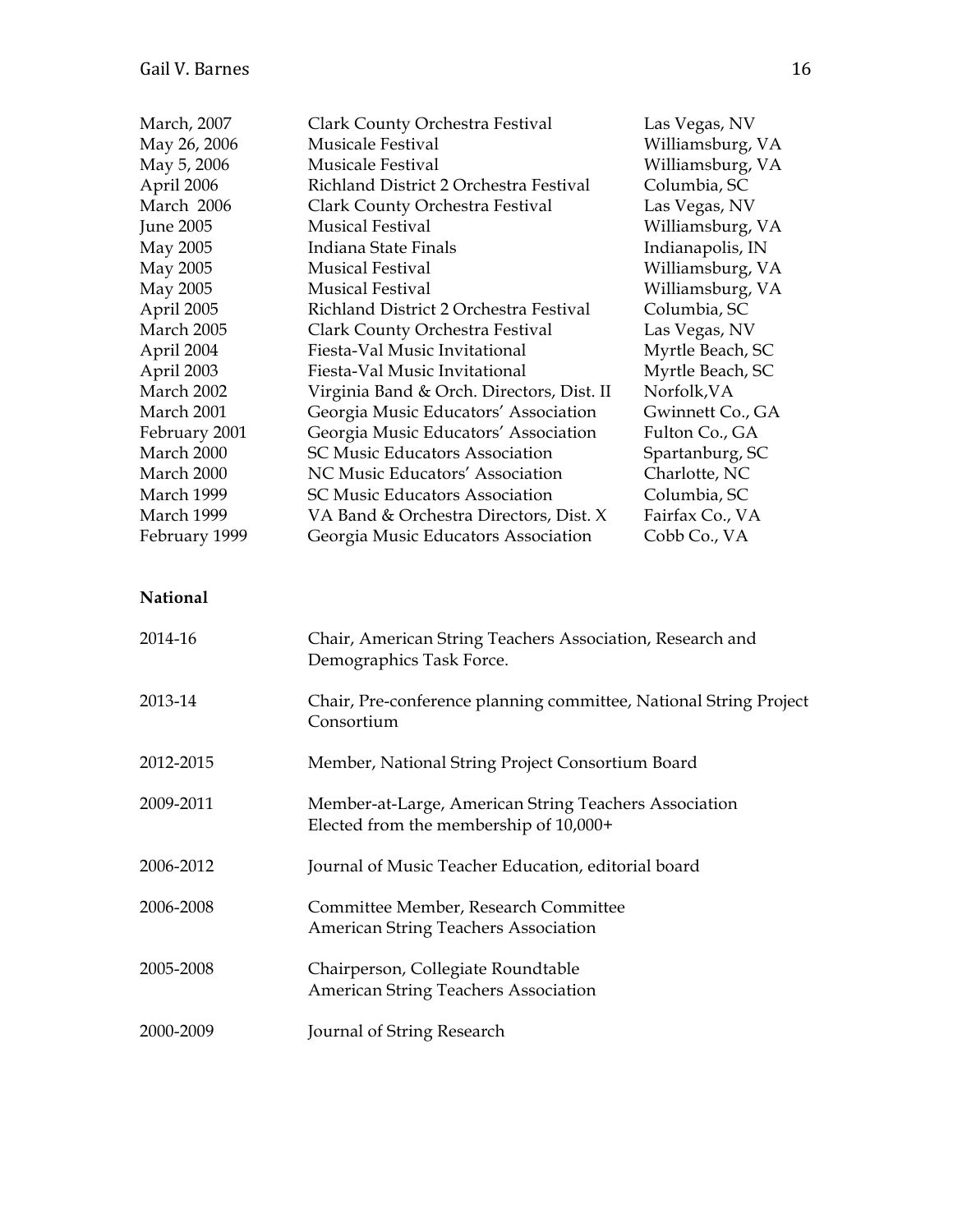| | | |
|---|---|---|
| March, 2007 | Clark County Orchestra Festival | Las Vegas, NV |
| May 26, 2006 | Musicale Festival | Williamsburg, VA |
| May 5, 2006 | Musicale Festival | Williamsburg, VA |
| April 2006 | Richland District 2 Orchestra Festival | Columbia, SC |
| March 2006 | Clark County Orchestra Festival | Las Vegas, NV |
| June 2005 | Musical Festival | Williamsburg, VA |
| May 2005 | Indiana State Finals | Indianapolis, IN |
| May 2005 | Musical Festival | Williamsburg, VA |
| May 2005 | Musical Festival | Williamsburg, VA |
| April 2005 | Richland District 2 Orchestra Festival | Columbia, SC |
| March 2005 | Clark County Orchestra Festival | Las Vegas, NV |
| April 2004 | Fiesta-Val Music Invitational | Myrtle Beach, SC |
| April 2003 | Fiesta-Val Music Invitational | Myrtle Beach, SC |
| March 2002 | Virginia Band & Orch. Directors, Dist. II | Norfolk,VA |
| March 2001 | Georgia Music Educators' Association | Gwinnett Co., GA |
| February 2001 | Georgia Music Educators' Association | Fulton Co., GA |
| March 2000 | SC Music Educators Association | Spartanburg, SC |
| March 2000 | NC Music Educators' Association | Charlotte, NC |
| March 1999 | SC Music Educators Association | Columbia, SC |
| March 1999 | VA Band & Orchestra Directors, Dist. X | Fairfax Co., VA |
| February 1999 | Georgia Music Educators Association | Cobb Co., VA |

**National**

| | |
|---|---|
| 2014-16 | Chair, American String Teachers Association, Research and Demographics Task Force. |
| 2013-14 | Chair, Pre-conference planning committee, National String Project Consortium |
| 2012-2015 | Member, National String Project Consortium Board |
| 2009-2011 | Member-at-Large, American String Teachers Association Elected from the membership of 10,000+ |
| 2006-2012 | Journal of Music Teacher Education, editorial board |
| 2006-2008 | Committee Member, Research Committee American String Teachers Association |
| 2005-2008 | Chairperson, Collegiate Roundtable American String Teachers Association |
| 2000-2009 | Journal of String Research |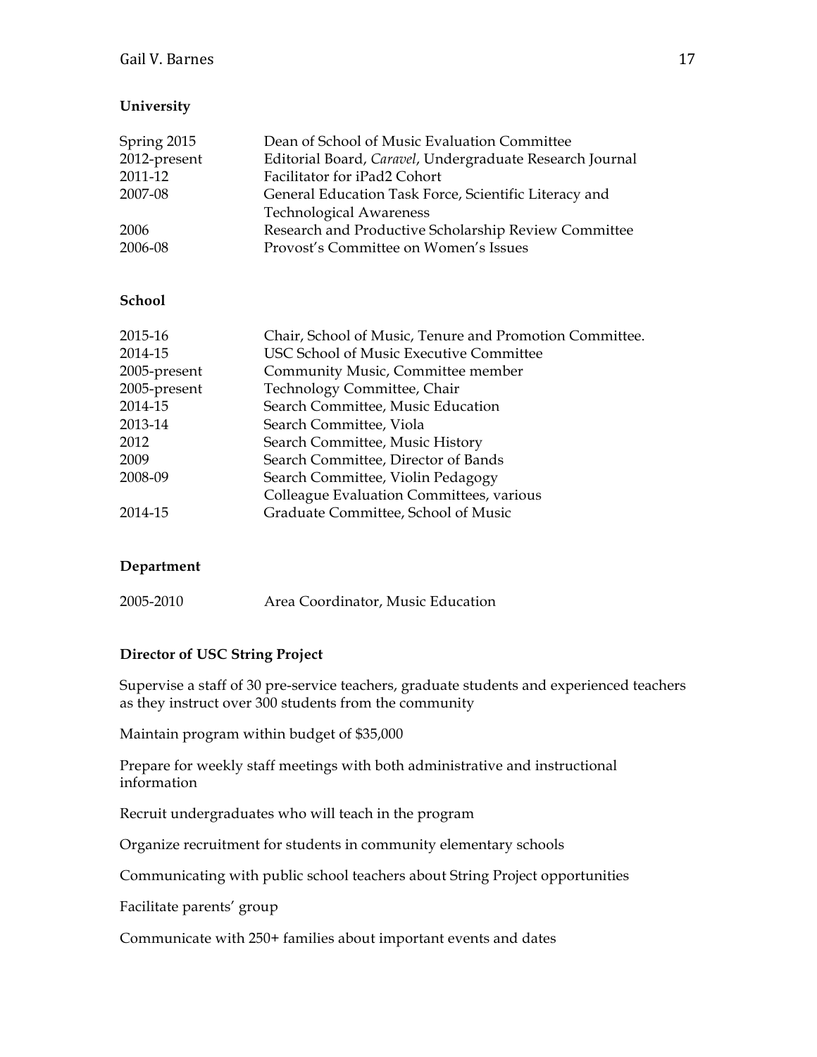**University**

| | |
|---|---|
| Spring 2015 | Dean of School of Music Evaluation Committee |
| 2012-present | Editorial Board, *Caravel*, Undergraduate Research Journal |
| 2011-12 | Facilitator for iPad2 Cohort |
| 2007-08 | General Education Task Force, Scientific Literacy and Technological Awareness |
| 2006 | Research and Productive Scholarship Review Committee |
| 2006-08 | Provost's Committee on Women's Issues |

**School**

| | |
|---|---|
| 2015-16 | Chair, School of Music, Tenure and Promotion Committee. |
| 2014-15 | USC School of Music Executive Committee |
| 2005-present | Community Music, Committee member |
| 2005-present | Technology Committee, Chair |
| 2014-15 | Search Committee, Music Education |
| 2013-14 | Search Committee, Viola |
| 2012 | Search Committee, Music History |
| 2009 | Search Committee, Director of Bands |
| 2008-09 | Search Committee, Violin Pedagogy |
| | Colleague Evaluation Committees, various |
| 2014-15 | Graduate Committee, School of Music |

**Department**

| | |
|---|---|
| 2005-2010 | Area Coordinator, Music Education |

**Director of USC String Project**

Supervise a staff of 30 pre-service teachers, graduate students and experienced teachers as they instruct over 300 students from the community

Maintain program within budget of $35,000

Prepare for weekly staff meetings with both administrative and instructional information

Recruit undergraduates who will teach in the program

Organize recruitment for students in community elementary schools

Communicating with public school teachers about String Project opportunities

Facilitate parents' group

Communicate with 250+ families about important events and dates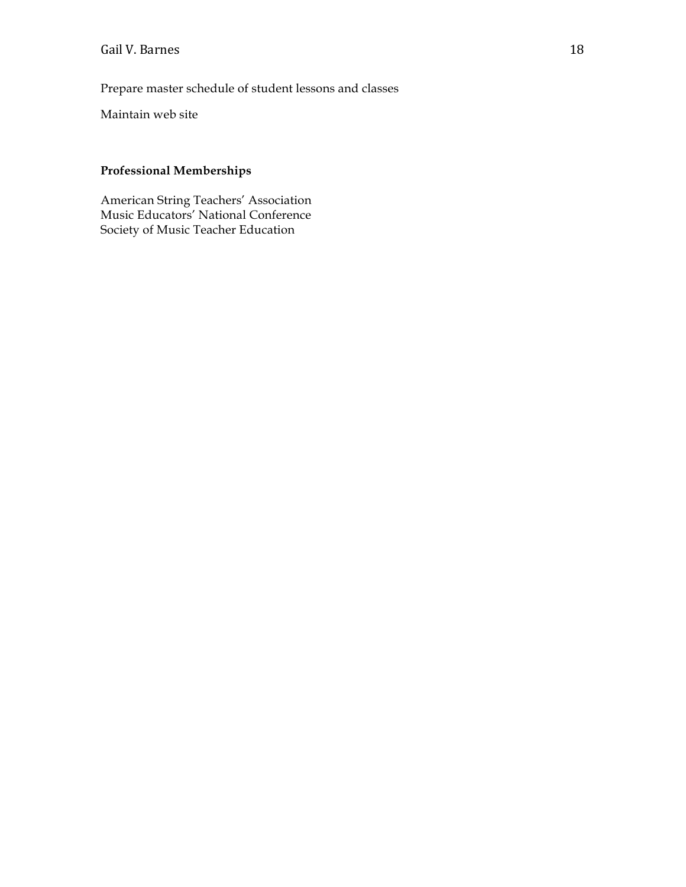Prepare master schedule of student lessons and classes

Maintain web site

**Professional Memberships**

American String Teachers' Association
Music Educators' National Conference
Society of Music Teacher Education